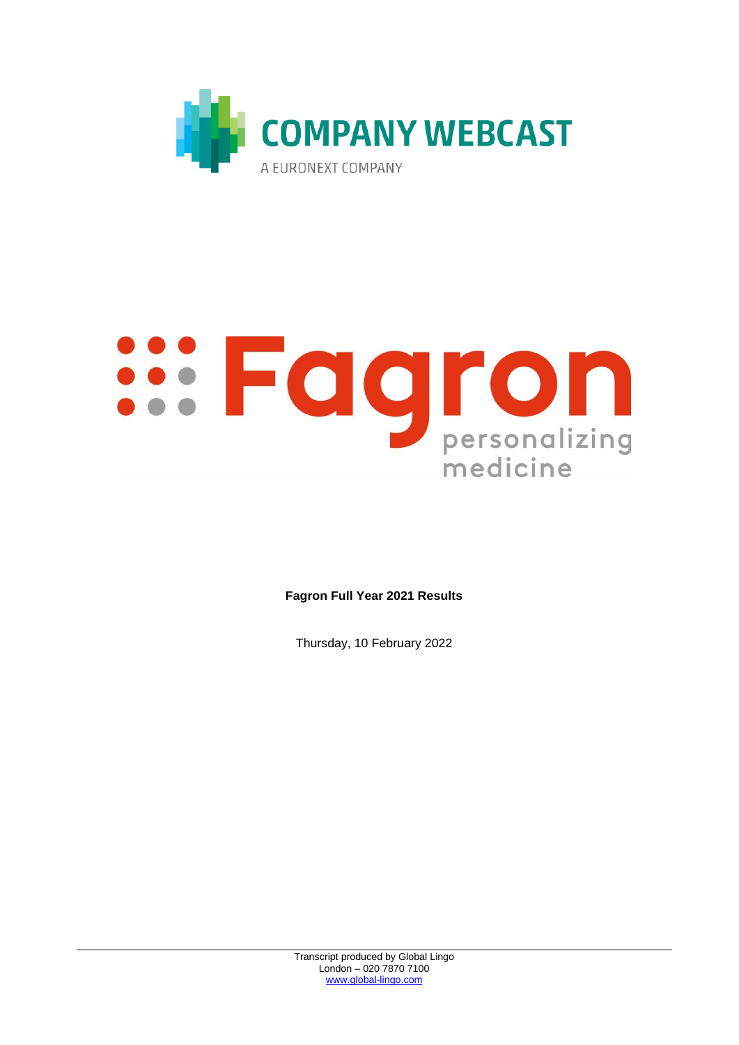COMPANY WEBCAST

A EURONEXT COMPANY

Fagron

personalizing medicine

**Fagron Full Year 2021 Results**

Thursday, 10 February 2022

Transcript produced by Global Lingo
London – 020 7870 7100
www.global-lingo.com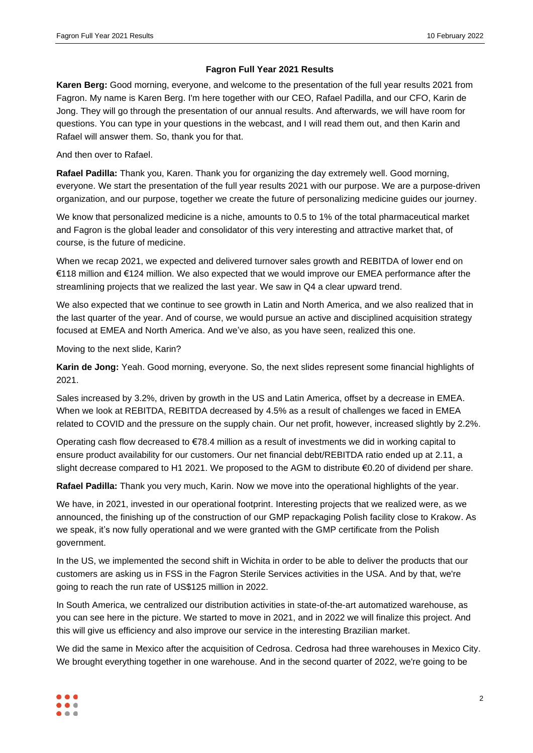### Fagron Full Year 2021 Results

**Karen Berg:** Good morning, everyone, and welcome to the presentation of the full year results 2021 from Fagron. My name is Karen Berg. I'm here together with our CEO, Rafael Padilla, and our CFO, Karin de Jong. They will go through the presentation of our annual results. And afterwards, we will have room for questions. You can type in your questions in the webcast, and I will read them out, and then Karin and Rafael will answer them. So, thank you for that.

And then over to Rafael.

**Rafael Padilla:** Thank you, Karen. Thank you for organizing the day extremely well. Good morning, everyone. We start the presentation of the full year results 2021 with our purpose. We are a purpose-driven organization, and our purpose, together we create the future of personalizing medicine guides our journey.

We know that personalized medicine is a niche, amounts to 0.5 to 1% of the total pharmaceutical market and Fagron is the global leader and consolidator of this very interesting and attractive market that, of course, is the future of medicine.

When we recap 2021, we expected and delivered turnover sales growth and REBITDA of lower end on €118 million and €124 million. We also expected that we would improve our EMEA performance after the streamlining projects that we realized the last year. We saw in Q4 a clear upward trend.

We also expected that we continue to see growth in Latin and North America, and we also realized that in the last quarter of the year. And of course, we would pursue an active and disciplined acquisition strategy focused at EMEA and North America. And we've also, as you have seen, realized this one.

Moving to the next slide, Karin?

**Karin de Jong:** Yeah. Good morning, everyone. So, the next slides represent some financial highlights of 2021.

Sales increased by 3.2%, driven by growth in the US and Latin America, offset by a decrease in EMEA. When we look at REBITDA, REBITDA decreased by 4.5% as a result of challenges we faced in EMEA related to COVID and the pressure on the supply chain. Our net profit, however, increased slightly by 2.2%.

Operating cash flow decreased to €78.4 million as a result of investments we did in working capital to ensure product availability for our customers. Our net financial debt/REBITDA ratio ended up at 2.11, a slight decrease compared to H1 2021. We proposed to the AGM to distribute €0.20 of dividend per share.

**Rafael Padilla:** Thank you very much, Karin. Now we move into the operational highlights of the year.

We have, in 2021, invested in our operational footprint. Interesting projects that we realized were, as we announced, the finishing up of the construction of our GMP repackaging Polish facility close to Krakow. As we speak, it's now fully operational and we were granted with the GMP certificate from the Polish government.

In the US, we implemented the second shift in Wichita in order to be able to deliver the products that our customers are asking us in FSS in the Fagron Sterile Services activities in the USA. And by that, we're going to reach the run rate of US$125 million in 2022.

In South America, we centralized our distribution activities in state-of-the-art automatized warehouse, as you can see here in the picture. We started to move in 2021, and in 2022 we will finalize this project. And this will give us efficiency and also improve our service in the interesting Brazilian market.

We did the same in Mexico after the acquisition of Cedrosa. Cedrosa had three warehouses in Mexico City. We brought everything together in one warehouse. And in the second quarter of 2022, we're going to be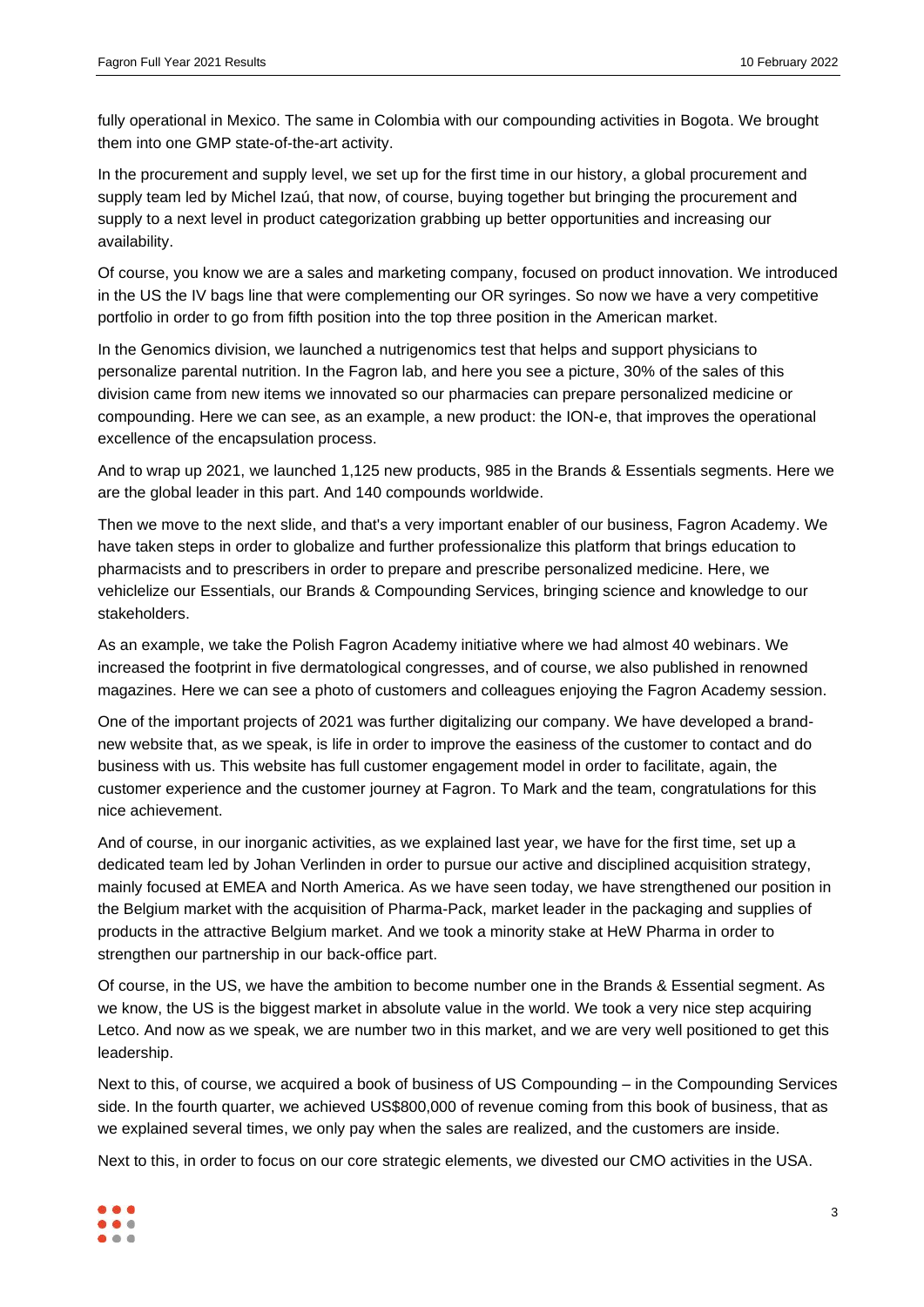fully operational in Mexico. The same in Colombia with our compounding activities in Bogota. We brought them into one GMP state-of-the-art activity.

In the procurement and supply level, we set up for the first time in our history, a global procurement and supply team led by Michel Izaú, that now, of course, buying together but bringing the procurement and supply to a next level in product categorization grabbing up better opportunities and increasing our availability.

Of course, you know we are a sales and marketing company, focused on product innovation. We introduced in the US the IV bags line that were complementing our OR syringes. So now we have a very competitive portfolio in order to go from fifth position into the top three position in the American market.

In the Genomics division, we launched a nutrigenomics test that helps and support physicians to personalize parental nutrition. In the Fagron lab, and here you see a picture, 30% of the sales of this division came from new items we innovated so our pharmacies can prepare personalized medicine or compounding. Here we can see, as an example, a new product: the ION-e, that improves the operational excellence of the encapsulation process.

And to wrap up 2021, we launched 1,125 new products, 985 in the Brands & Essentials segments. Here we are the global leader in this part. And 140 compounds worldwide.

Then we move to the next slide, and that's a very important enabler of our business, Fagron Academy. We have taken steps in order to globalize and further professionalize this platform that brings education to pharmacists and to prescribers in order to prepare and prescribe personalized medicine. Here, we vehiclelize our Essentials, our Brands & Compounding Services, bringing science and knowledge to our stakeholders.

As an example, we take the Polish Fagron Academy initiative where we had almost 40 webinars. We increased the footprint in five dermatological congresses, and of course, we also published in renowned magazines. Here we can see a photo of customers and colleagues enjoying the Fagron Academy session.

One of the important projects of 2021 was further digitalizing our company. We have developed a brand-new website that, as we speak, is life in order to improve the easiness of the customer to contact and do business with us. This website has full customer engagement model in order to facilitate, again, the customer experience and the customer journey at Fagron. To Mark and the team, congratulations for this nice achievement.

And of course, in our inorganic activities, as we explained last year, we have for the first time, set up a dedicated team led by Johan Verlinden in order to pursue our active and disciplined acquisition strategy, mainly focused at EMEA and North America. As we have seen today, we have strengthened our position in the Belgium market with the acquisition of Pharma-Pack, market leader in the packaging and supplies of products in the attractive Belgium market. And we took a minority stake at HeW Pharma in order to strengthen our partnership in our back-office part.

Of course, in the US, we have the ambition to become number one in the Brands & Essential segment. As we know, the US is the biggest market in absolute value in the world. We took a very nice step acquiring Letco. And now as we speak, we are number two in this market, and we are very well positioned to get this leadership.

Next to this, of course, we acquired a book of business of US Compounding – in the Compounding Services side. In the fourth quarter, we achieved US$800,000 of revenue coming from this book of business, that as we explained several times, we only pay when the sales are realized, and the customers are inside.

Next to this, in order to focus on our core strategic elements, we divested our CMO activities in the USA.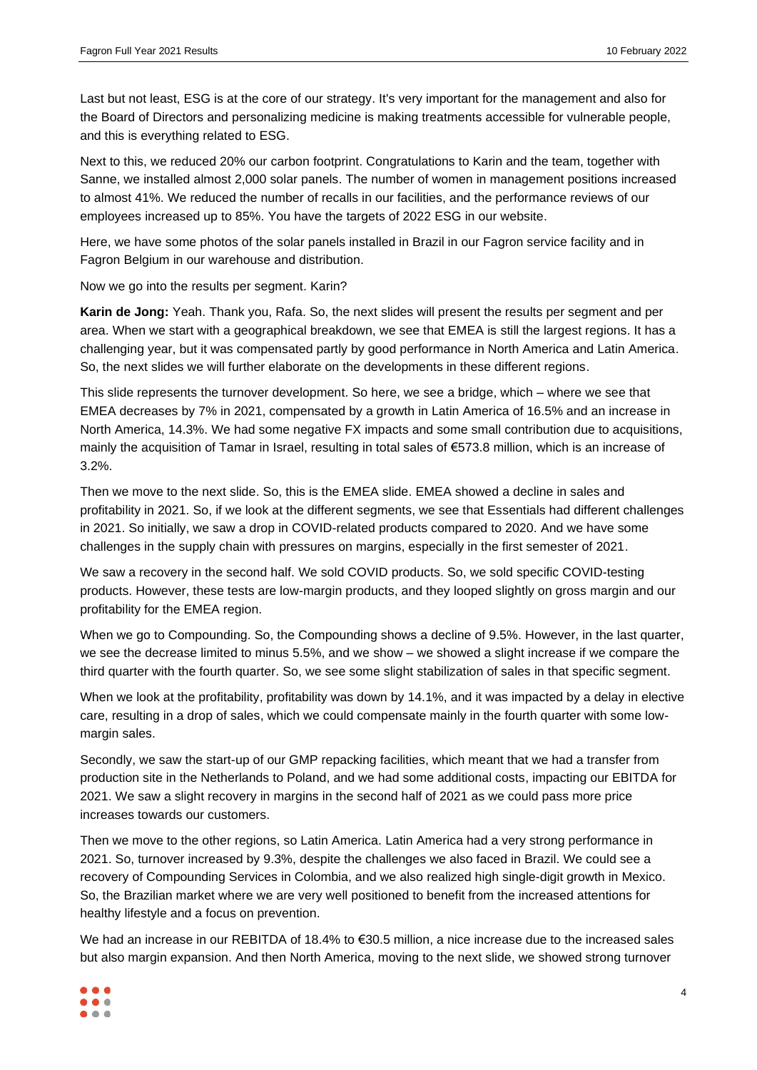Last but not least, ESG is at the core of our strategy. It's very important for the management and also for the Board of Directors and personalizing medicine is making treatments accessible for vulnerable people, and this is everything related to ESG.

Next to this, we reduced 20% our carbon footprint. Congratulations to Karin and the team, together with Sanne, we installed almost 2,000 solar panels. The number of women in management positions increased to almost 41%. We reduced the number of recalls in our facilities, and the performance reviews of our employees increased up to 85%. You have the targets of 2022 ESG in our website.

Here, we have some photos of the solar panels installed in Brazil in our Fagron service facility and in Fagron Belgium in our warehouse and distribution.

Now we go into the results per segment. Karin?

**Karin de Jong:** Yeah. Thank you, Rafa. So, the next slides will present the results per segment and per area. When we start with a geographical breakdown, we see that EMEA is still the largest regions. It has a challenging year, but it was compensated partly by good performance in North America and Latin America. So, the next slides we will further elaborate on the developments in these different regions.

This slide represents the turnover development. So here, we see a bridge, which – where we see that EMEA decreases by 7% in 2021, compensated by a growth in Latin America of 16.5% and an increase in North America, 14.3%. We had some negative FX impacts and some small contribution due to acquisitions, mainly the acquisition of Tamar in Israel, resulting in total sales of €573.8 million, which is an increase of 3.2%.

Then we move to the next slide. So, this is the EMEA slide. EMEA showed a decline in sales and profitability in 2021. So, if we look at the different segments, we see that Essentials had different challenges in 2021. So initially, we saw a drop in COVID-related products compared to 2020. And we have some challenges in the supply chain with pressures on margins, especially in the first semester of 2021.

We saw a recovery in the second half. We sold COVID products. So, we sold specific COVID-testing products. However, these tests are low-margin products, and they looped slightly on gross margin and our profitability for the EMEA region.

When we go to Compounding. So, the Compounding shows a decline of 9.5%. However, in the last quarter, we see the decrease limited to minus 5.5%, and we show – we showed a slight increase if we compare the third quarter with the fourth quarter. So, we see some slight stabilization of sales in that specific segment.

When we look at the profitability, profitability was down by 14.1%, and it was impacted by a delay in elective care, resulting in a drop of sales, which we could compensate mainly in the fourth quarter with some low-margin sales.

Secondly, we saw the start-up of our GMP repacking facilities, which meant that we had a transfer from production site in the Netherlands to Poland, and we had some additional costs, impacting our EBITDA for 2021. We saw a slight recovery in margins in the second half of 2021 as we could pass more price increases towards our customers.

Then we move to the other regions, so Latin America. Latin America had a very strong performance in 2021. So, turnover increased by 9.3%, despite the challenges we also faced in Brazil. We could see a recovery of Compounding Services in Colombia, and we also realized high single-digit growth in Mexico. So, the Brazilian market where we are very well positioned to benefit from the increased attentions for healthy lifestyle and a focus on prevention.

We had an increase in our REBITDA of 18.4% to €30.5 million, a nice increase due to the increased sales but also margin expansion. And then North America, moving to the next slide, we showed strong turnover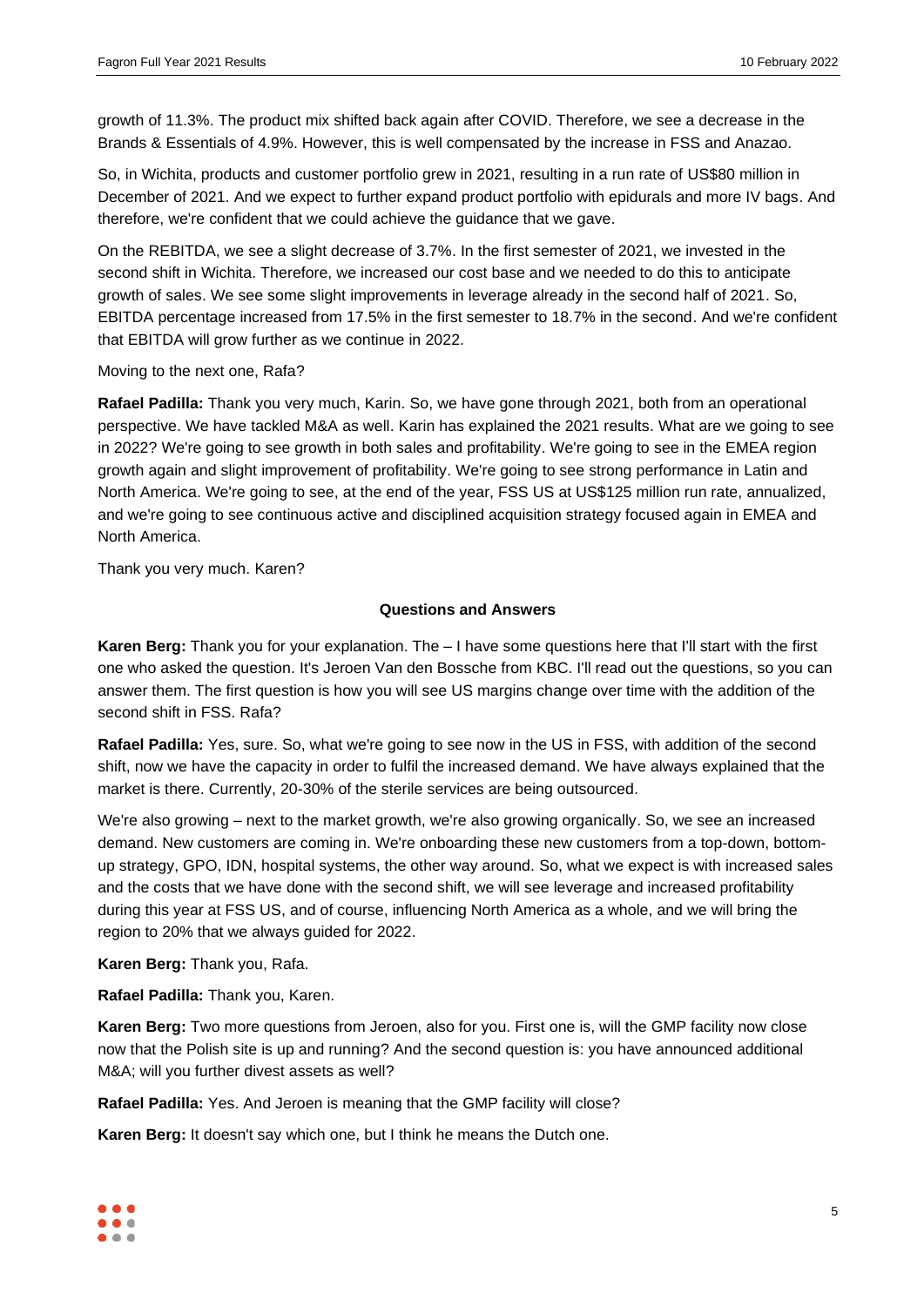growth of 11.3%. The product mix shifted back again after COVID. Therefore, we see a decrease in the Brands & Essentials of 4.9%. However, this is well compensated by the increase in FSS and Anazao.

So, in Wichita, products and customer portfolio grew in 2021, resulting in a run rate of US$80 million in December of 2021. And we expect to further expand product portfolio with epidurals and more IV bags. And therefore, we're confident that we could achieve the guidance that we gave.

On the REBITDA, we see a slight decrease of 3.7%. In the first semester of 2021, we invested in the second shift in Wichita. Therefore, we increased our cost base and we needed to do this to anticipate growth of sales. We see some slight improvements in leverage already in the second half of 2021. So, EBITDA percentage increased from 17.5% in the first semester to 18.7% in the second. And we're confident that EBITDA will grow further as we continue in 2022.

Moving to the next one, Rafa?

**Rafael Padilla:** Thank you very much, Karin. So, we have gone through 2021, both from an operational perspective. We have tackled M&A as well. Karin has explained the 2021 results. What are we going to see in 2022? We're going to see growth in both sales and profitability. We're going to see in the EMEA region growth again and slight improvement of profitability. We're going to see strong performance in Latin and North America. We're going to see, at the end of the year, FSS US at US$125 million run rate, annualized, and we're going to see continuous active and disciplined acquisition strategy focused again in EMEA and North America.

Thank you very much. Karen?

## Questions and Answers

**Karen Berg:** Thank you for your explanation. The – I have some questions here that I'll start with the first one who asked the question. It's Jeroen Van den Bossche from KBC. I'll read out the questions, so you can answer them. The first question is how you will see US margins change over time with the addition of the second shift in FSS. Rafa?

**Rafael Padilla:** Yes, sure. So, what we're going to see now in the US in FSS, with addition of the second shift, now we have the capacity in order to fulfil the increased demand. We have always explained that the market is there. Currently, 20-30% of the sterile services are being outsourced.

We're also growing – next to the market growth, we're also growing organically. So, we see an increased demand. New customers are coming in. We're onboarding these new customers from a top-down, bottom-up strategy, GPO, IDN, hospital systems, the other way around. So, what we expect is with increased sales and the costs that we have done with the second shift, we will see leverage and increased profitability during this year at FSS US, and of course, influencing North America as a whole, and we will bring the region to 20% that we always guided for 2022.

**Karen Berg:** Thank you, Rafa.

**Rafael Padilla:** Thank you, Karen.

**Karen Berg:** Two more questions from Jeroen, also for you. First one is, will the GMP facility now close now that the Polish site is up and running? And the second question is: you have announced additional M&A; will you further divest assets as well?

**Rafael Padilla:** Yes. And Jeroen is meaning that the GMP facility will close?

**Karen Berg:** It doesn't say which one, but I think he means the Dutch one.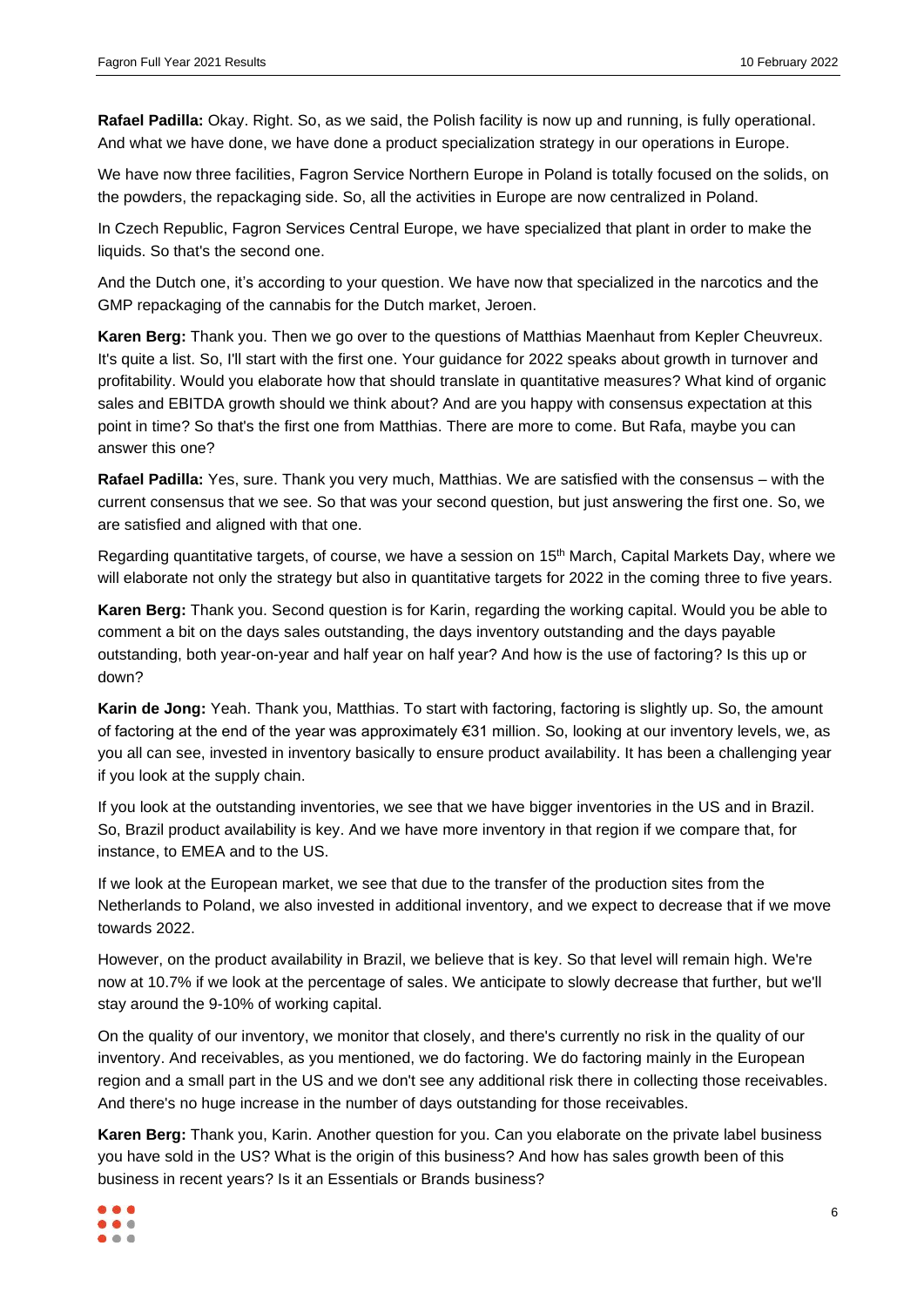**Rafael Padilla:** Okay. Right. So, as we said, the Polish facility is now up and running, is fully operational. And what we have done, we have done a product specialization strategy in our operations in Europe.

We have now three facilities, Fagron Service Northern Europe in Poland is totally focused on the solids, on the powders, the repackaging side. So, all the activities in Europe are now centralized in Poland.

In Czech Republic, Fagron Services Central Europe, we have specialized that plant in order to make the liquids. So that's the second one.

And the Dutch one, it's according to your question. We have now that specialized in the narcotics and the GMP repackaging of the cannabis for the Dutch market, Jeroen.

**Karen Berg:** Thank you. Then we go over to the questions of Matthias Maenhaut from Kepler Cheuvreux. It's quite a list. So, I'll start with the first one. Your guidance for 2022 speaks about growth in turnover and profitability. Would you elaborate how that should translate in quantitative measures? What kind of organic sales and EBITDA growth should we think about? And are you happy with consensus expectation at this point in time? So that's the first one from Matthias. There are more to come. But Rafa, maybe you can answer this one?

**Rafael Padilla:** Yes, sure. Thank you very much, Matthias. We are satisfied with the consensus – with the current consensus that we see. So that was your second question, but just answering the first one. So, we are satisfied and aligned with that one.

Regarding quantitative targets, of course, we have a session on 15th March, Capital Markets Day, where we will elaborate not only the strategy but also in quantitative targets for 2022 in the coming three to five years.

**Karen Berg:** Thank you. Second question is for Karin, regarding the working capital. Would you be able to comment a bit on the days sales outstanding, the days inventory outstanding and the days payable outstanding, both year-on-year and half year on half year? And how is the use of factoring? Is this up or down?

**Karin de Jong:** Yeah. Thank you, Matthias. To start with factoring, factoring is slightly up. So, the amount of factoring at the end of the year was approximately €31 million. So, looking at our inventory levels, we, as you all can see, invested in inventory basically to ensure product availability. It has been a challenging year if you look at the supply chain.

If you look at the outstanding inventories, we see that we have bigger inventories in the US and in Brazil. So, Brazil product availability is key. And we have more inventory in that region if we compare that, for instance, to EMEA and to the US.

If we look at the European market, we see that due to the transfer of the production sites from the Netherlands to Poland, we also invested in additional inventory, and we expect to decrease that if we move towards 2022.

However, on the product availability in Brazil, we believe that is key. So that level will remain high. We're now at 10.7% if we look at the percentage of sales. We anticipate to slowly decrease that further, but we'll stay around the 9-10% of working capital.

On the quality of our inventory, we monitor that closely, and there's currently no risk in the quality of our inventory. And receivables, as you mentioned, we do factoring. We do factoring mainly in the European region and a small part in the US and we don't see any additional risk there in collecting those receivables. And there's no huge increase in the number of days outstanding for those receivables.

**Karen Berg:** Thank you, Karin. Another question for you. Can you elaborate on the private label business you have sold in the US? What is the origin of this business? And how has sales growth been of this business in recent years? Is it an Essentials or Brands business?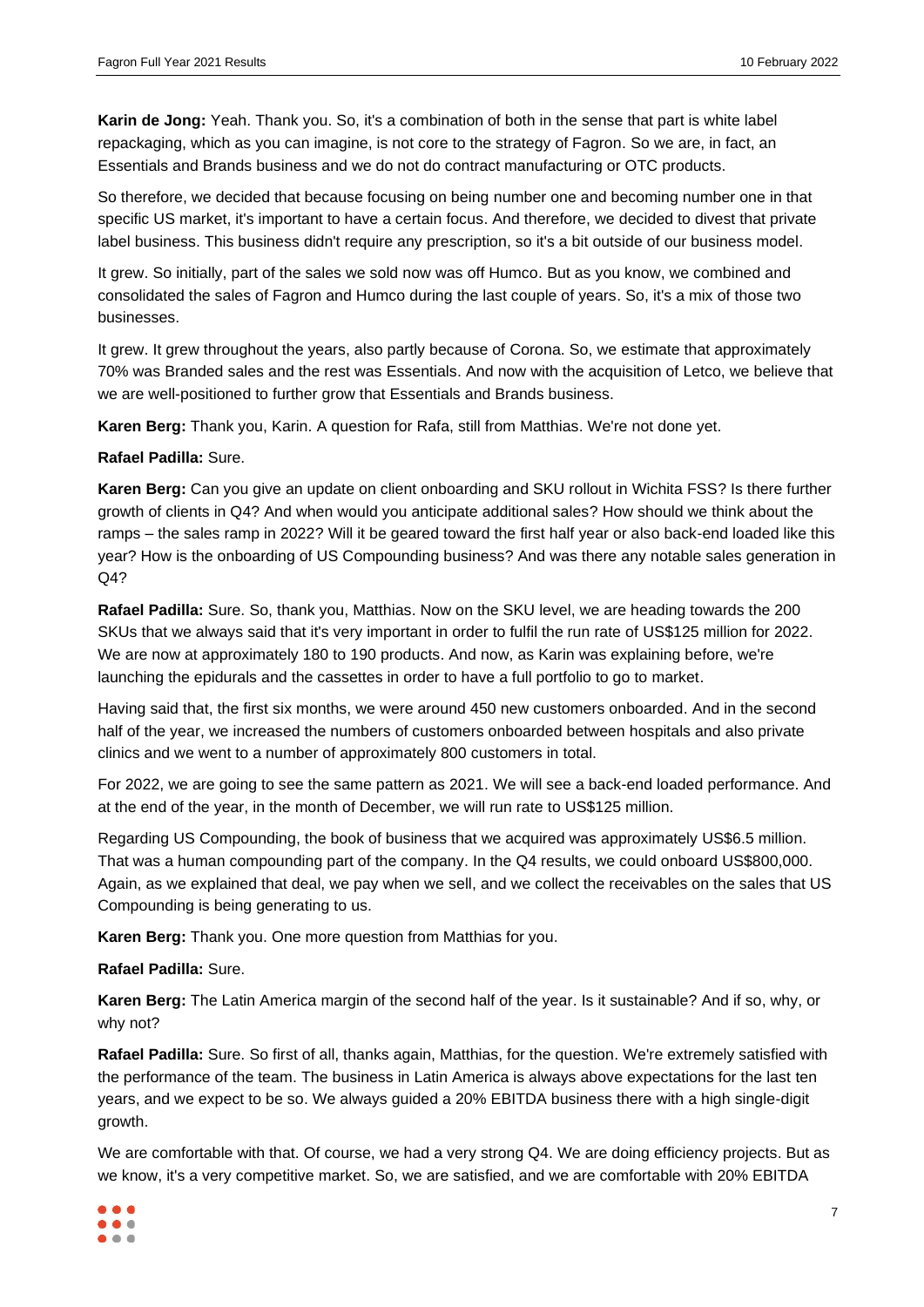**Karin de Jong:** Yeah. Thank you. So, it's a combination of both in the sense that part is white label repackaging, which as you can imagine, is not core to the strategy of Fagron. So we are, in fact, an Essentials and Brands business and we do not do contract manufacturing or OTC products.

So therefore, we decided that because focusing on being number one and becoming number one in that specific US market, it's important to have a certain focus. And therefore, we decided to divest that private label business. This business didn't require any prescription, so it's a bit outside of our business model.

It grew. So initially, part of the sales we sold now was off Humco. But as you know, we combined and consolidated the sales of Fagron and Humco during the last couple of years. So, it's a mix of those two businesses.

It grew. It grew throughout the years, also partly because of Corona. So, we estimate that approximately 70% was Branded sales and the rest was Essentials. And now with the acquisition of Letco, we believe that we are well-positioned to further grow that Essentials and Brands business.

**Karen Berg:** Thank you, Karin. A question for Rafa, still from Matthias. We're not done yet.

**Rafael Padilla:** Sure.

**Karen Berg:** Can you give an update on client onboarding and SKU rollout in Wichita FSS? Is there further growth of clients in Q4? And when would you anticipate additional sales? How should we think about the ramps – the sales ramp in 2022? Will it be geared toward the first half year or also back-end loaded like this year? How is the onboarding of US Compounding business? And was there any notable sales generation in Q4?

**Rafael Padilla:** Sure. So, thank you, Matthias. Now on the SKU level, we are heading towards the 200 SKUs that we always said that it's very important in order to fulfil the run rate of US$125 million for 2022. We are now at approximately 180 to 190 products. And now, as Karin was explaining before, we're launching the epidurals and the cassettes in order to have a full portfolio to go to market.

Having said that, the first six months, we were around 450 new customers onboarded. And in the second half of the year, we increased the numbers of customers onboarded between hospitals and also private clinics and we went to a number of approximately 800 customers in total.

For 2022, we are going to see the same pattern as 2021. We will see a back-end loaded performance. And at the end of the year, in the month of December, we will run rate to US$125 million.

Regarding US Compounding, the book of business that we acquired was approximately US$6.5 million. That was a human compounding part of the company. In the Q4 results, we could onboard US$800,000. Again, as we explained that deal, we pay when we sell, and we collect the receivables on the sales that US Compounding is being generating to us.

**Karen Berg:** Thank you. One more question from Matthias for you.

**Rafael Padilla:** Sure.

**Karen Berg:** The Latin America margin of the second half of the year. Is it sustainable? And if so, why, or why not?

**Rafael Padilla:** Sure. So first of all, thanks again, Matthias, for the question. We're extremely satisfied with the performance of the team. The business in Latin America is always above expectations for the last ten years, and we expect to be so. We always guided a 20% EBITDA business there with a high single-digit growth.

We are comfortable with that. Of course, we had a very strong Q4. We are doing efficiency projects. But as we know, it's a very competitive market. So, we are satisfied, and we are comfortable with 20% EBITDA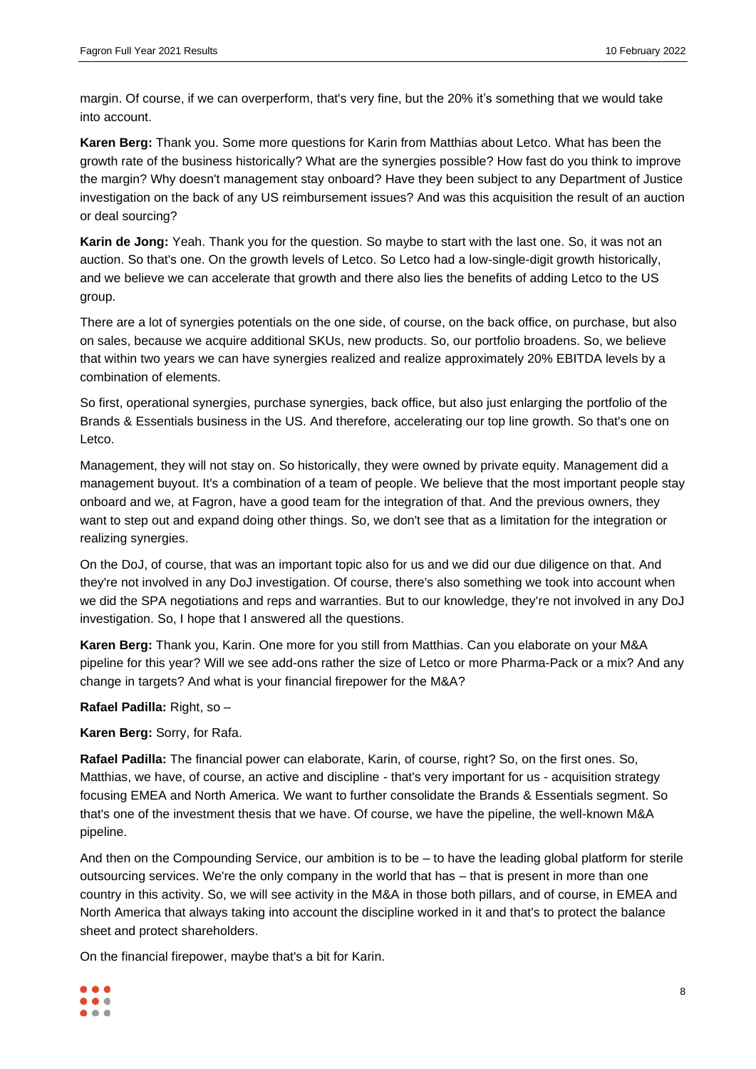margin. Of course, if we can overperform, that's very fine, but the 20% it's something that we would take into account.

**Karen Berg:** Thank you. Some more questions for Karin from Matthias about Letco. What has been the growth rate of the business historically? What are the synergies possible? How fast do you think to improve the margin? Why doesn't management stay onboard? Have they been subject to any Department of Justice investigation on the back of any US reimbursement issues? And was this acquisition the result of an auction or deal sourcing?

**Karin de Jong:** Yeah. Thank you for the question. So maybe to start with the last one. So, it was not an auction. So that's one. On the growth levels of Letco. So Letco had a low-single-digit growth historically, and we believe we can accelerate that growth and there also lies the benefits of adding Letco to the US group.

There are a lot of synergies potentials on the one side, of course, on the back office, on purchase, but also on sales, because we acquire additional SKUs, new products. So, our portfolio broadens. So, we believe that within two years we can have synergies realized and realize approximately 20% EBITDA levels by a combination of elements.

So first, operational synergies, purchase synergies, back office, but also just enlarging the portfolio of the Brands & Essentials business in the US. And therefore, accelerating our top line growth. So that's one on Letco.

Management, they will not stay on. So historically, they were owned by private equity. Management did a management buyout. It's a combination of a team of people. We believe that the most important people stay onboard and we, at Fagron, have a good team for the integration of that. And the previous owners, they want to step out and expand doing other things. So, we don't see that as a limitation for the integration or realizing synergies.

On the DoJ, of course, that was an important topic also for us and we did our due diligence on that. And they're not involved in any DoJ investigation. Of course, there's also something we took into account when we did the SPA negotiations and reps and warranties. But to our knowledge, they're not involved in any DoJ investigation. So, I hope that I answered all the questions.

**Karen Berg:** Thank you, Karin. One more for you still from Matthias. Can you elaborate on your M&A pipeline for this year? Will we see add-ons rather the size of Letco or more Pharma-Pack or a mix? And any change in targets? And what is your financial firepower for the M&A?

**Rafael Padilla:** Right, so –

**Karen Berg:** Sorry, for Rafa.

**Rafael Padilla:** The financial power can elaborate, Karin, of course, right? So, on the first ones. So, Matthias, we have, of course, an active and discipline - that's very important for us - acquisition strategy focusing EMEA and North America. We want to further consolidate the Brands & Essentials segment. So that's one of the investment thesis that we have. Of course, we have the pipeline, the well-known M&A pipeline.

And then on the Compounding Service, our ambition is to be – to have the leading global platform for sterile outsourcing services. We're the only company in the world that has – that is present in more than one country in this activity. So, we will see activity in the M&A in those both pillars, and of course, in EMEA and North America that always taking into account the discipline worked in it and that's to protect the balance sheet and protect shareholders.

On the financial firepower, maybe that's a bit for Karin.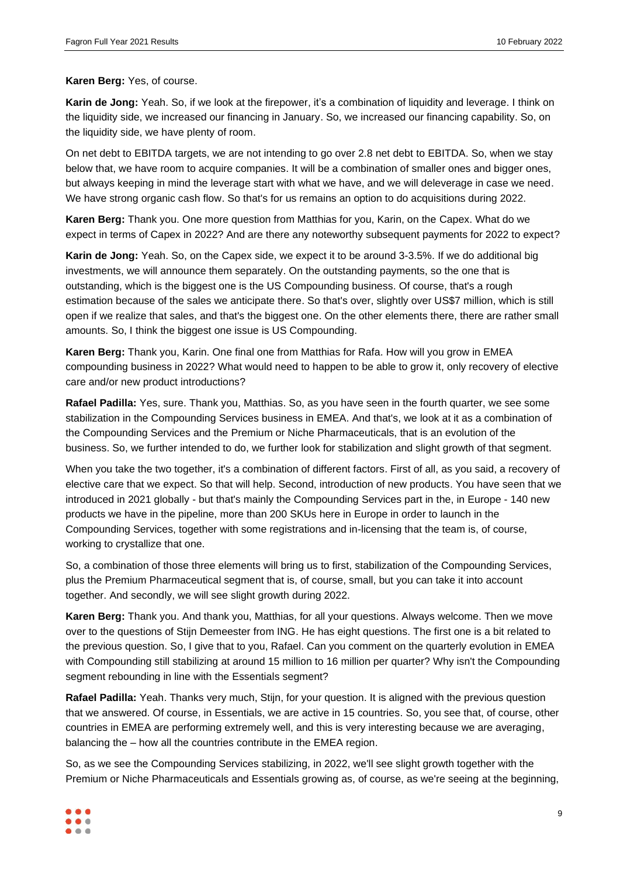**Karen Berg:** Yes, of course.

**Karin de Jong:** Yeah. So, if we look at the firepower, it's a combination of liquidity and leverage. I think on the liquidity side, we increased our financing in January. So, we increased our financing capability. So, on the liquidity side, we have plenty of room.

On net debt to EBITDA targets, we are not intending to go over 2.8 net debt to EBITDA. So, when we stay below that, we have room to acquire companies. It will be a combination of smaller ones and bigger ones, but always keeping in mind the leverage start with what we have, and we will deleverage in case we need. We have strong organic cash flow. So that's for us remains an option to do acquisitions during 2022.

**Karen Berg:** Thank you. One more question from Matthias for you, Karin, on the Capex. What do we expect in terms of Capex in 2022? And are there any noteworthy subsequent payments for 2022 to expect?

**Karin de Jong:** Yeah. So, on the Capex side, we expect it to be around 3-3.5%. If we do additional big investments, we will announce them separately. On the outstanding payments, so the one that is outstanding, which is the biggest one is the US Compounding business. Of course, that's a rough estimation because of the sales we anticipate there. So that's over, slightly over US$7 million, which is still open if we realize that sales, and that's the biggest one. On the other elements there, there are rather small amounts. So, I think the biggest one issue is US Compounding.

**Karen Berg:** Thank you, Karin. One final one from Matthias for Rafa. How will you grow in EMEA compounding business in 2022? What would need to happen to be able to grow it, only recovery of elective care and/or new product introductions?

**Rafael Padilla:** Yes, sure. Thank you, Matthias. So, as you have seen in the fourth quarter, we see some stabilization in the Compounding Services business in EMEA. And that's, we look at it as a combination of the Compounding Services and the Premium or Niche Pharmaceuticals, that is an evolution of the business. So, we further intended to do, we further look for stabilization and slight growth of that segment.

When you take the two together, it's a combination of different factors. First of all, as you said, a recovery of elective care that we expect. So that will help. Second, introduction of new products. You have seen that we introduced in 2021 globally - but that's mainly the Compounding Services part in the, in Europe - 140 new products we have in the pipeline, more than 200 SKUs here in Europe in order to launch in the Compounding Services, together with some registrations and in-licensing that the team is, of course, working to crystallize that one.

So, a combination of those three elements will bring us to first, stabilization of the Compounding Services, plus the Premium Pharmaceutical segment that is, of course, small, but you can take it into account together. And secondly, we will see slight growth during 2022.

**Karen Berg:** Thank you. And thank you, Matthias, for all your questions. Always welcome. Then we move over to the questions of Stijn Demeester from ING. He has eight questions. The first one is a bit related to the previous question. So, I give that to you, Rafael. Can you comment on the quarterly evolution in EMEA with Compounding still stabilizing at around 15 million to 16 million per quarter? Why isn't the Compounding segment rebounding in line with the Essentials segment?

**Rafael Padilla:** Yeah. Thanks very much, Stijn, for your question. It is aligned with the previous question that we answered. Of course, in Essentials, we are active in 15 countries. So, you see that, of course, other countries in EMEA are performing extremely well, and this is very interesting because we are averaging, balancing the – how all the countries contribute in the EMEA region.

So, as we see the Compounding Services stabilizing, in 2022, we'll see slight growth together with the Premium or Niche Pharmaceuticals and Essentials growing as, of course, as we're seeing at the beginning,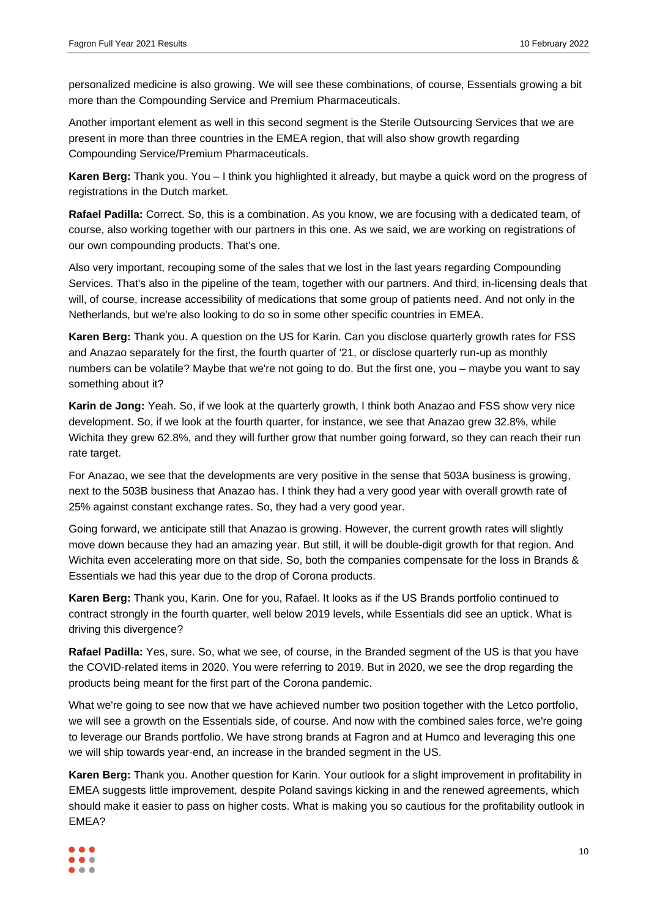personalized medicine is also growing. We will see these combinations, of course, Essentials growing a bit more than the Compounding Service and Premium Pharmaceuticals.

Another important element as well in this second segment is the Sterile Outsourcing Services that we are present in more than three countries in the EMEA region, that will also show growth regarding Compounding Service/Premium Pharmaceuticals.

**Karen Berg:** Thank you. You – I think you highlighted it already, but maybe a quick word on the progress of registrations in the Dutch market.

**Rafael Padilla:** Correct. So, this is a combination. As you know, we are focusing with a dedicated team, of course, also working together with our partners in this one. As we said, we are working on registrations of our own compounding products. That's one.

Also very important, recouping some of the sales that we lost in the last years regarding Compounding Services. That's also in the pipeline of the team, together with our partners. And third, in-licensing deals that will, of course, increase accessibility of medications that some group of patients need. And not only in the Netherlands, but we're also looking to do so in some other specific countries in EMEA.

**Karen Berg:** Thank you. A question on the US for Karin. Can you disclose quarterly growth rates for FSS and Anazao separately for the first, the fourth quarter of '21, or disclose quarterly run-up as monthly numbers can be volatile? Maybe that we're not going to do. But the first one, you – maybe you want to say something about it?

**Karin de Jong:** Yeah. So, if we look at the quarterly growth, I think both Anazao and FSS show very nice development. So, if we look at the fourth quarter, for instance, we see that Anazao grew 32.8%, while Wichita they grew 62.8%, and they will further grow that number going forward, so they can reach their run rate target.

For Anazao, we see that the developments are very positive in the sense that 503A business is growing, next to the 503B business that Anazao has. I think they had a very good year with overall growth rate of 25% against constant exchange rates. So, they had a very good year.

Going forward, we anticipate still that Anazao is growing. However, the current growth rates will slightly move down because they had an amazing year. But still, it will be double-digit growth for that region. And Wichita even accelerating more on that side. So, both the companies compensate for the loss in Brands & Essentials we had this year due to the drop of Corona products.

**Karen Berg:** Thank you, Karin. One for you, Rafael. It looks as if the US Brands portfolio continued to contract strongly in the fourth quarter, well below 2019 levels, while Essentials did see an uptick. What is driving this divergence?

**Rafael Padilla:** Yes, sure. So, what we see, of course, in the Branded segment of the US is that you have the COVID-related items in 2020. You were referring to 2019. But in 2020, we see the drop regarding the products being meant for the first part of the Corona pandemic.

What we're going to see now that we have achieved number two position together with the Letco portfolio, we will see a growth on the Essentials side, of course. And now with the combined sales force, we're going to leverage our Brands portfolio. We have strong brands at Fagron and at Humco and leveraging this one we will ship towards year-end, an increase in the branded segment in the US.

**Karen Berg:** Thank you. Another question for Karin. Your outlook for a slight improvement in profitability in EMEA suggests little improvement, despite Poland savings kicking in and the renewed agreements, which should make it easier to pass on higher costs. What is making you so cautious for the profitability outlook in EMEA?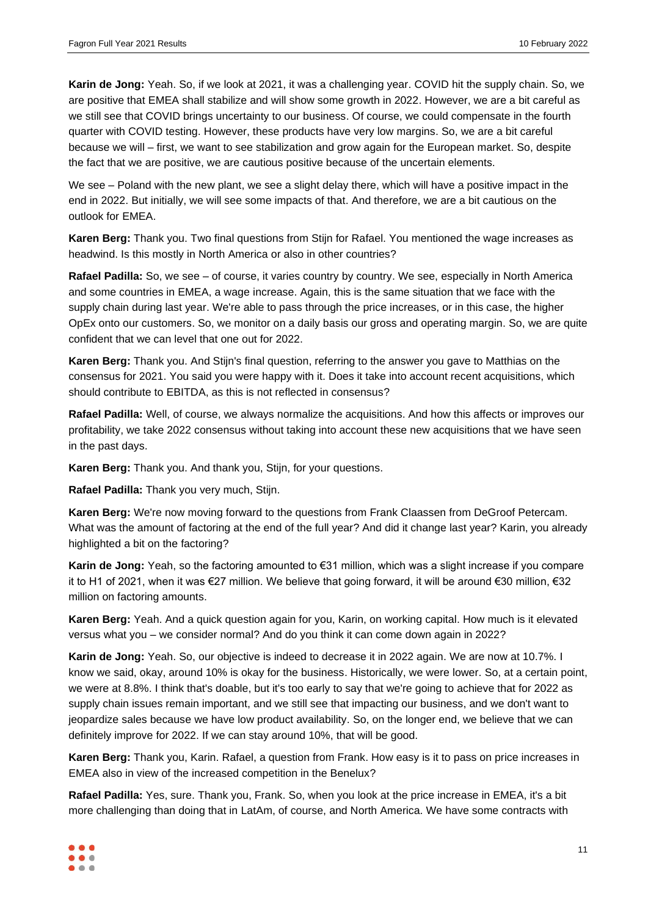**Karin de Jong:** Yeah. So, if we look at 2021, it was a challenging year. COVID hit the supply chain. So, we are positive that EMEA shall stabilize and will show some growth in 2022. However, we are a bit careful as we still see that COVID brings uncertainty to our business. Of course, we could compensate in the fourth quarter with COVID testing. However, these products have very low margins. So, we are a bit careful because we will – first, we want to see stabilization and grow again for the European market. So, despite the fact that we are positive, we are cautious positive because of the uncertain elements.

We see – Poland with the new plant, we see a slight delay there, which will have a positive impact in the end in 2022. But initially, we will see some impacts of that. And therefore, we are a bit cautious on the outlook for EMEA.

**Karen Berg:** Thank you. Two final questions from Stijn for Rafael. You mentioned the wage increases as headwind. Is this mostly in North America or also in other countries?

**Rafael Padilla:** So, we see – of course, it varies country by country. We see, especially in North America and some countries in EMEA, a wage increase. Again, this is the same situation that we face with the supply chain during last year. We're able to pass through the price increases, or in this case, the higher OpEx onto our customers. So, we monitor on a daily basis our gross and operating margin. So, we are quite confident that we can level that one out for 2022.

**Karen Berg:** Thank you. And Stijn's final question, referring to the answer you gave to Matthias on the consensus for 2021. You said you were happy with it. Does it take into account recent acquisitions, which should contribute to EBITDA, as this is not reflected in consensus?

**Rafael Padilla:** Well, of course, we always normalize the acquisitions. And how this affects or improves our profitability, we take 2022 consensus without taking into account these new acquisitions that we have seen in the past days.

**Karen Berg:** Thank you. And thank you, Stijn, for your questions.

**Rafael Padilla:** Thank you very much, Stijn.

**Karen Berg:** We're now moving forward to the questions from Frank Claassen from DeGroof Petercam. What was the amount of factoring at the end of the full year? And did it change last year? Karin, you already highlighted a bit on the factoring?

**Karin de Jong:** Yeah, so the factoring amounted to €31 million, which was a slight increase if you compare it to H1 of 2021, when it was €27 million. We believe that going forward, it will be around €30 million, €32 million on factoring amounts.

**Karen Berg:** Yeah. And a quick question again for you, Karin, on working capital. How much is it elevated versus what you – we consider normal? And do you think it can come down again in 2022?

**Karin de Jong:** Yeah. So, our objective is indeed to decrease it in 2022 again. We are now at 10.7%. I know we said, okay, around 10% is okay for the business. Historically, we were lower. So, at a certain point, we were at 8.8%. I think that's doable, but it's too early to say that we're going to achieve that for 2022 as supply chain issues remain important, and we still see that impacting our business, and we don't want to jeopardize sales because we have low product availability. So, on the longer end, we believe that we can definitely improve for 2022. If we can stay around 10%, that will be good.

**Karen Berg:** Thank you, Karin. Rafael, a question from Frank. How easy is it to pass on price increases in EMEA also in view of the increased competition in the Benelux?

**Rafael Padilla:** Yes, sure. Thank you, Frank. So, when you look at the price increase in EMEA, it's a bit more challenging than doing that in LatAm, of course, and North America. We have some contracts with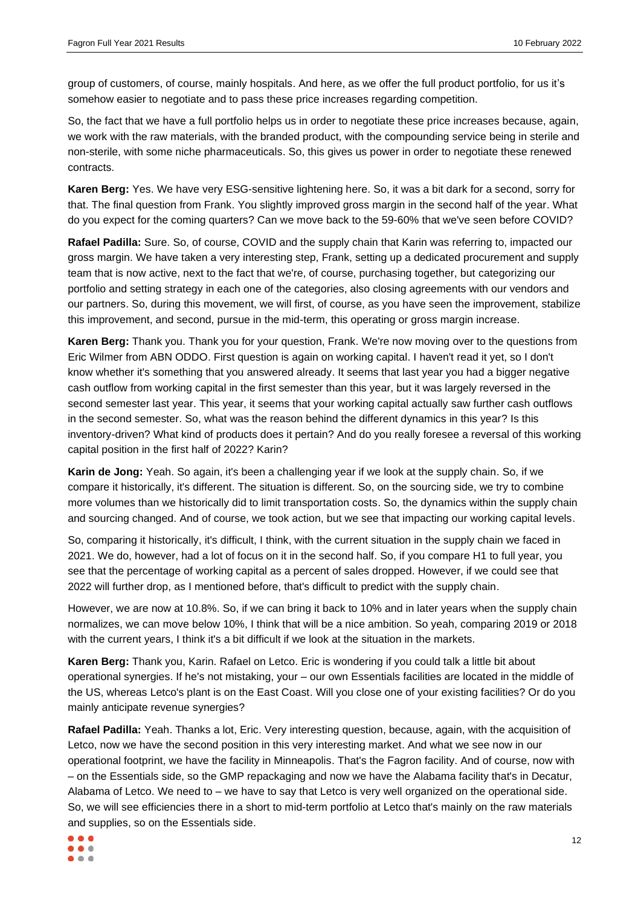group of customers, of course, mainly hospitals. And here, as we offer the full product portfolio, for us it's somehow easier to negotiate and to pass these price increases regarding competition.

So, the fact that we have a full portfolio helps us in order to negotiate these price increases because, again, we work with the raw materials, with the branded product, with the compounding service being in sterile and non-sterile, with some niche pharmaceuticals. So, this gives us power in order to negotiate these renewed contracts.

**Karen Berg:** Yes. We have very ESG-sensitive lightening here. So, it was a bit dark for a second, sorry for that. The final question from Frank. You slightly improved gross margin in the second half of the year. What do you expect for the coming quarters? Can we move back to the 59-60% that we've seen before COVID?

**Rafael Padilla:** Sure. So, of course, COVID and the supply chain that Karin was referring to, impacted our gross margin. We have taken a very interesting step, Frank, setting up a dedicated procurement and supply team that is now active, next to the fact that we're, of course, purchasing together, but categorizing our portfolio and setting strategy in each one of the categories, also closing agreements with our vendors and our partners. So, during this movement, we will first, of course, as you have seen the improvement, stabilize this improvement, and second, pursue in the mid-term, this operating or gross margin increase.

**Karen Berg:** Thank you. Thank you for your question, Frank. We're now moving over to the questions from Eric Wilmer from ABN ODDO. First question is again on working capital. I haven't read it yet, so I don't know whether it's something that you answered already. It seems that last year you had a bigger negative cash outflow from working capital in the first semester than this year, but it was largely reversed in the second semester last year. This year, it seems that your working capital actually saw further cash outflows in the second semester. So, what was the reason behind the different dynamics in this year? Is this inventory-driven? What kind of products does it pertain? And do you really foresee a reversal of this working capital position in the first half of 2022? Karin?

**Karin de Jong:** Yeah. So again, it's been a challenging year if we look at the supply chain. So, if we compare it historically, it's different. The situation is different. So, on the sourcing side, we try to combine more volumes than we historically did to limit transportation costs. So, the dynamics within the supply chain and sourcing changed. And of course, we took action, but we see that impacting our working capital levels.

So, comparing it historically, it's difficult, I think, with the current situation in the supply chain we faced in 2021. We do, however, had a lot of focus on it in the second half. So, if you compare H1 to full year, you see that the percentage of working capital as a percent of sales dropped. However, if we could see that 2022 will further drop, as I mentioned before, that's difficult to predict with the supply chain.

However, we are now at 10.8%. So, if we can bring it back to 10% and in later years when the supply chain normalizes, we can move below 10%, I think that will be a nice ambition. So yeah, comparing 2019 or 2018 with the current years, I think it's a bit difficult if we look at the situation in the markets.

**Karen Berg:** Thank you, Karin. Rafael on Letco. Eric is wondering if you could talk a little bit about operational synergies. If he's not mistaking, your – our own Essentials facilities are located in the middle of the US, whereas Letco's plant is on the East Coast. Will you close one of your existing facilities? Or do you mainly anticipate revenue synergies?

**Rafael Padilla:** Yeah. Thanks a lot, Eric. Very interesting question, because, again, with the acquisition of Letco, now we have the second position in this very interesting market. And what we see now in our operational footprint, we have the facility in Minneapolis. That's the Fagron facility. And of course, now with – on the Essentials side, so the GMP repackaging and now we have the Alabama facility that's in Decatur, Alabama of Letco. We need to – we have to say that Letco is very well organized on the operational side. So, we will see efficiencies there in a short to mid-term portfolio at Letco that's mainly on the raw materials and supplies, so on the Essentials side.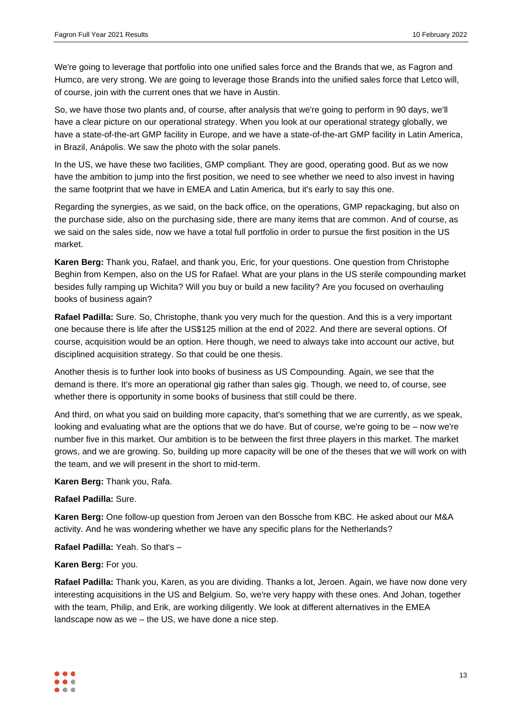We're going to leverage that portfolio into one unified sales force and the Brands that we, as Fagron and Humco, are very strong. We are going to leverage those Brands into the unified sales force that Letco will, of course, join with the current ones that we have in Austin.

So, we have those two plants and, of course, after analysis that we're going to perform in 90 days, we'll have a clear picture on our operational strategy. When you look at our operational strategy globally, we have a state-of-the-art GMP facility in Europe, and we have a state-of-the-art GMP facility in Latin America, in Brazil, Anápolis. We saw the photo with the solar panels.

In the US, we have these two facilities, GMP compliant. They are good, operating good. But as we now have the ambition to jump into the first position, we need to see whether we need to also invest in having the same footprint that we have in EMEA and Latin America, but it's early to say this one.

Regarding the synergies, as we said, on the back office, on the operations, GMP repackaging, but also on the purchase side, also on the purchasing side, there are many items that are common. And of course, as we said on the sales side, now we have a total full portfolio in order to pursue the first position in the US market.

**Karen Berg:** Thank you, Rafael, and thank you, Eric, for your questions. One question from Christophe Beghin from Kempen, also on the US for Rafael. What are your plans in the US sterile compounding market besides fully ramping up Wichita? Will you buy or build a new facility? Are you focused on overhauling books of business again?

**Rafael Padilla:** Sure. So, Christophe, thank you very much for the question. And this is a very important one because there is life after the US$125 million at the end of 2022. And there are several options. Of course, acquisition would be an option. Here though, we need to always take into account our active, but disciplined acquisition strategy. So that could be one thesis.

Another thesis is to further look into books of business as US Compounding. Again, we see that the demand is there. It's more an operational gig rather than sales gig. Though, we need to, of course, see whether there is opportunity in some books of business that still could be there.

And third, on what you said on building more capacity, that's something that we are currently, as we speak, looking and evaluating what are the options that we do have. But of course, we're going to be – now we're number five in this market. Our ambition is to be between the first three players in this market. The market grows, and we are growing. So, building up more capacity will be one of the theses that we will work on with the team, and we will present in the short to mid-term.

**Karen Berg:** Thank you, Rafa.

**Rafael Padilla:** Sure.

**Karen Berg:** One follow-up question from Jeroen van den Bossche from KBC. He asked about our M&A activity. And he was wondering whether we have any specific plans for the Netherlands?

**Rafael Padilla:** Yeah. So that's –

**Karen Berg:** For you.

**Rafael Padilla:** Thank you, Karen, as you are dividing. Thanks a lot, Jeroen. Again, we have now done very interesting acquisitions in the US and Belgium. So, we're very happy with these ones. And Johan, together with the team, Philip, and Erik, are working diligently. We look at different alternatives in the EMEA landscape now as we – the US, we have done a nice step.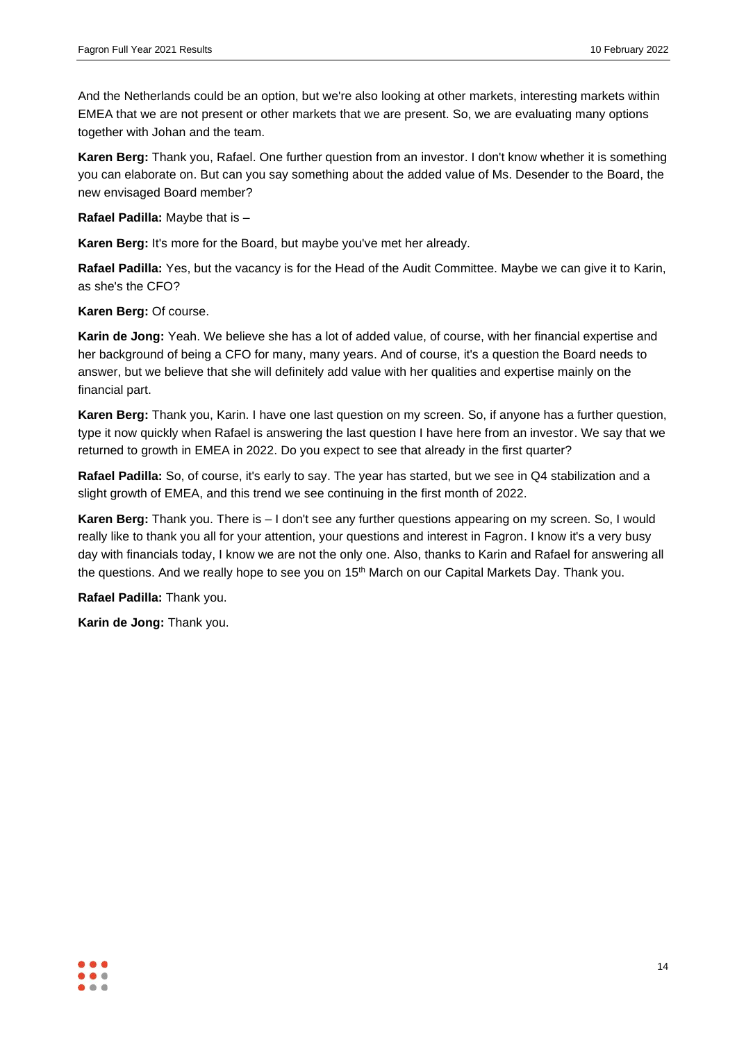And the Netherlands could be an option, but we're also looking at other markets, interesting markets within EMEA that we are not present or other markets that we are present. So, we are evaluating many options together with Johan and the team.

**Karen Berg:** Thank you, Rafael. One further question from an investor. I don't know whether it is something you can elaborate on. But can you say something about the added value of Ms. Desender to the Board, the new envisaged Board member?

**Rafael Padilla:** Maybe that is –

**Karen Berg:** It's more for the Board, but maybe you've met her already.

**Rafael Padilla:** Yes, but the vacancy is for the Head of the Audit Committee. Maybe we can give it to Karin, as she's the CFO?

**Karen Berg:** Of course.

**Karin de Jong:** Yeah. We believe she has a lot of added value, of course, with her financial expertise and her background of being a CFO for many, many years. And of course, it's a question the Board needs to answer, but we believe that she will definitely add value with her qualities and expertise mainly on the financial part.

**Karen Berg:** Thank you, Karin. I have one last question on my screen. So, if anyone has a further question, type it now quickly when Rafael is answering the last question I have here from an investor. We say that we returned to growth in EMEA in 2022. Do you expect to see that already in the first quarter?

**Rafael Padilla:** So, of course, it's early to say. The year has started, but we see in Q4 stabilization and a slight growth of EMEA, and this trend we see continuing in the first month of 2022.

**Karen Berg:** Thank you. There is – I don't see any further questions appearing on my screen. So, I would really like to thank you all for your attention, your questions and interest in Fagron. I know it's a very busy day with financials today, I know we are not the only one. Also, thanks to Karin and Rafael for answering all the questions. And we really hope to see you on 15th March on our Capital Markets Day. Thank you.

**Rafael Padilla:** Thank you.

**Karin de Jong:** Thank you.